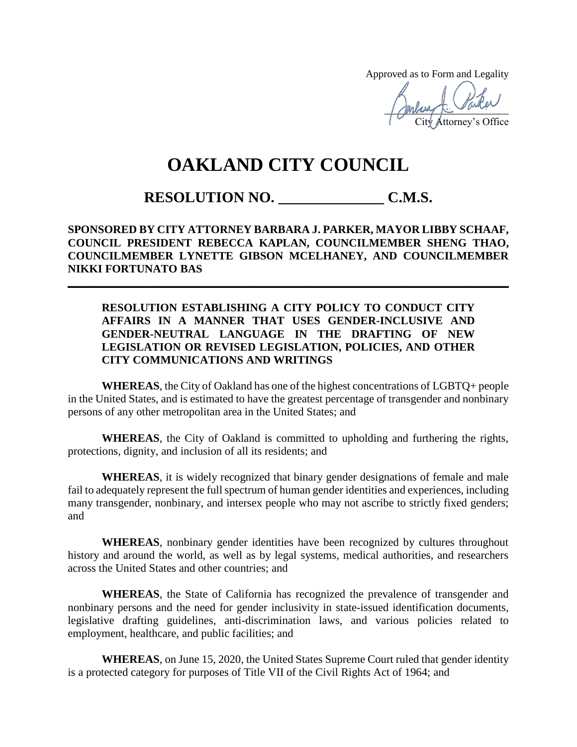Approved as to Form and Legality

City Attorney's Office

# OAKLAND CITY COUNCIL

## RESOLUTION NO. ______________ C.M.S.

**SPONSORED BY CITY ATTORNEY BARBARA J. PARKER, MAYOR LIBBY SCHAAF, COUNCIL PRESIDENT REBECCA KAPLAN, COUNCILMEMBER SHENG THAO, COUNCILMEMBER LYNETTE GIBSON MCELHANEY, AND COUNCILMEMBER NIKKI FORTUNATO BAS**

---

**RESOLUTION ESTABLISHING A CITY POLICY TO CONDUCT CITY AFFAIRS IN A MANNER THAT USES GENDER-INCLUSIVE AND GENDER-NEUTRAL LANGUAGE IN THE DRAFTING OF NEW LEGISLATION OR REVISED LEGISLATION, POLICIES, AND OTHER CITY COMMUNICATIONS AND WRITINGS**

**WHEREAS**, the City of Oakland has one of the highest concentrations of LGBTQ+ people in the United States, and is estimated to have the greatest percentage of transgender and nonbinary persons of any other metropolitan area in the United States; and

**WHEREAS**, the City of Oakland is committed to upholding and furthering the rights, protections, dignity, and inclusion of all its residents; and

**WHEREAS**, it is widely recognized that binary gender designations of female and male fail to adequately represent the full spectrum of human gender identities and experiences, including many transgender, nonbinary, and intersex people who may not ascribe to strictly fixed genders; and

**WHEREAS**, nonbinary gender identities have been recognized by cultures throughout history and around the world, as well as by legal systems, medical authorities, and researchers across the United States and other countries; and

**WHEREAS**, the State of California has recognized the prevalence of transgender and nonbinary persons and the need for gender inclusivity in state-issued identification documents, legislative drafting guidelines, anti-discrimination laws, and various policies related to employment, healthcare, and public facilities; and

**WHEREAS**, on June 15, 2020, the United States Supreme Court ruled that gender identity is a protected category for purposes of Title VII of the Civil Rights Act of 1964; and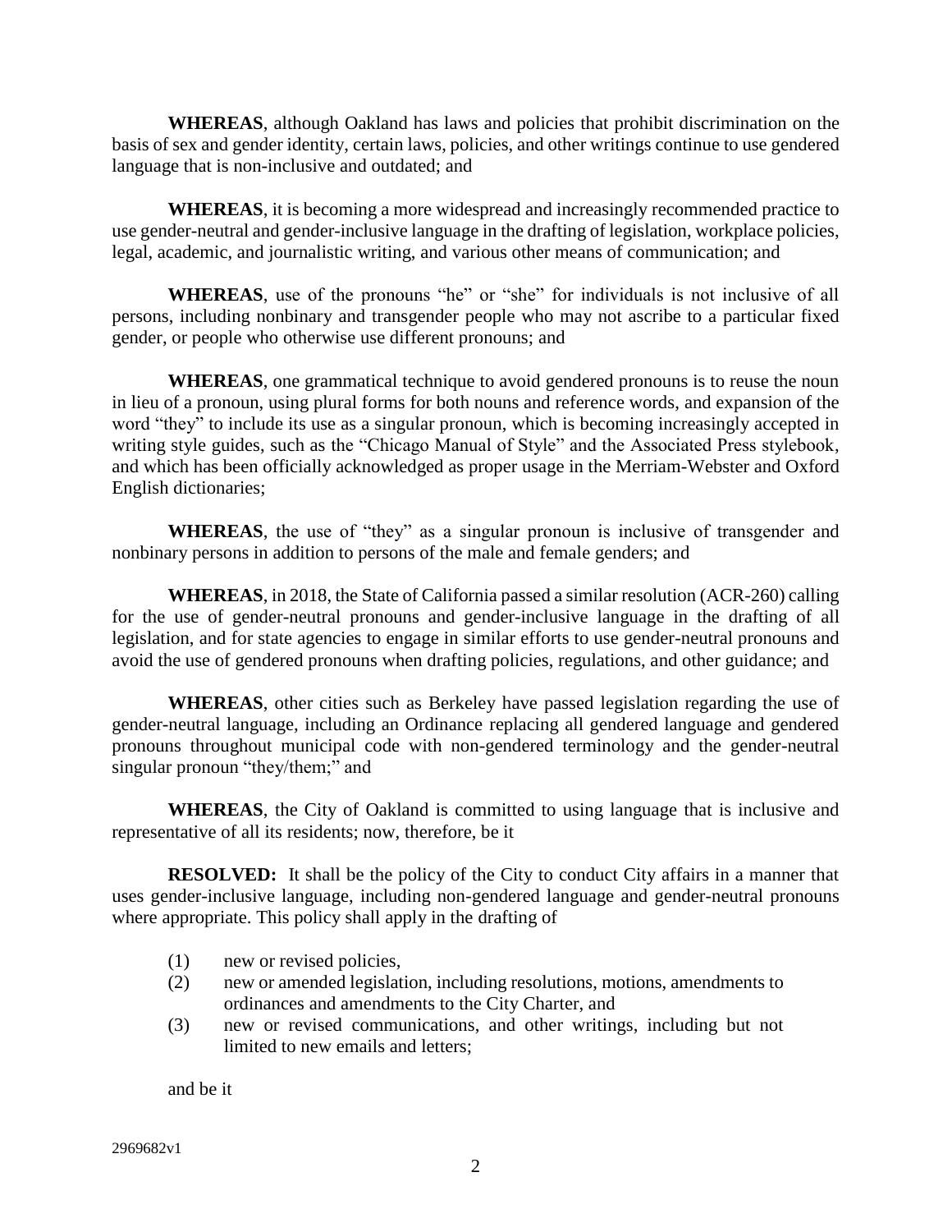**WHEREAS**, although Oakland has laws and policies that prohibit discrimination on the basis of sex and gender identity, certain laws, policies, and other writings continue to use gendered language that is non-inclusive and outdated; and

**WHEREAS**, it is becoming a more widespread and increasingly recommended practice to use gender-neutral and gender-inclusive language in the drafting of legislation, workplace policies, legal, academic, and journalistic writing, and various other means of communication; and

**WHEREAS**, use of the pronouns "he" or "she" for individuals is not inclusive of all persons, including nonbinary and transgender people who may not ascribe to a particular fixed gender, or people who otherwise use different pronouns; and

**WHEREAS**, one grammatical technique to avoid gendered pronouns is to reuse the noun in lieu of a pronoun, using plural forms for both nouns and reference words, and expansion of the word "they" to include its use as a singular pronoun, which is becoming increasingly accepted in writing style guides, such as the "Chicago Manual of Style" and the Associated Press stylebook, and which has been officially acknowledged as proper usage in the Merriam-Webster and Oxford English dictionaries;

**WHEREAS**, the use of "they" as a singular pronoun is inclusive of transgender and nonbinary persons in addition to persons of the male and female genders; and

**WHEREAS**, in 2018, the State of California passed a similar resolution (ACR-260) calling for the use of gender-neutral pronouns and gender-inclusive language in the drafting of all legislation, and for state agencies to engage in similar efforts to use gender-neutral pronouns and avoid the use of gendered pronouns when drafting policies, regulations, and other guidance; and

**WHEREAS**, other cities such as Berkeley have passed legislation regarding the use of gender-neutral language, including an Ordinance replacing all gendered language and gendered pronouns throughout municipal code with non-gendered terminology and the gender-neutral singular pronoun "they/them;" and

**WHEREAS**, the City of Oakland is committed to using language that is inclusive and representative of all its residents; now, therefore, be it

**RESOLVED:** It shall be the policy of the City to conduct City affairs in a manner that uses gender-inclusive language, including non-gendered language and gender-neutral pronouns where appropriate. This policy shall apply in the drafting of

(1) new or revised policies,
(2) new or amended legislation, including resolutions, motions, amendments to ordinances and amendments to the City Charter, and
(3) new or revised communications, and other writings, including but not limited to new emails and letters;

and be it

2969682v1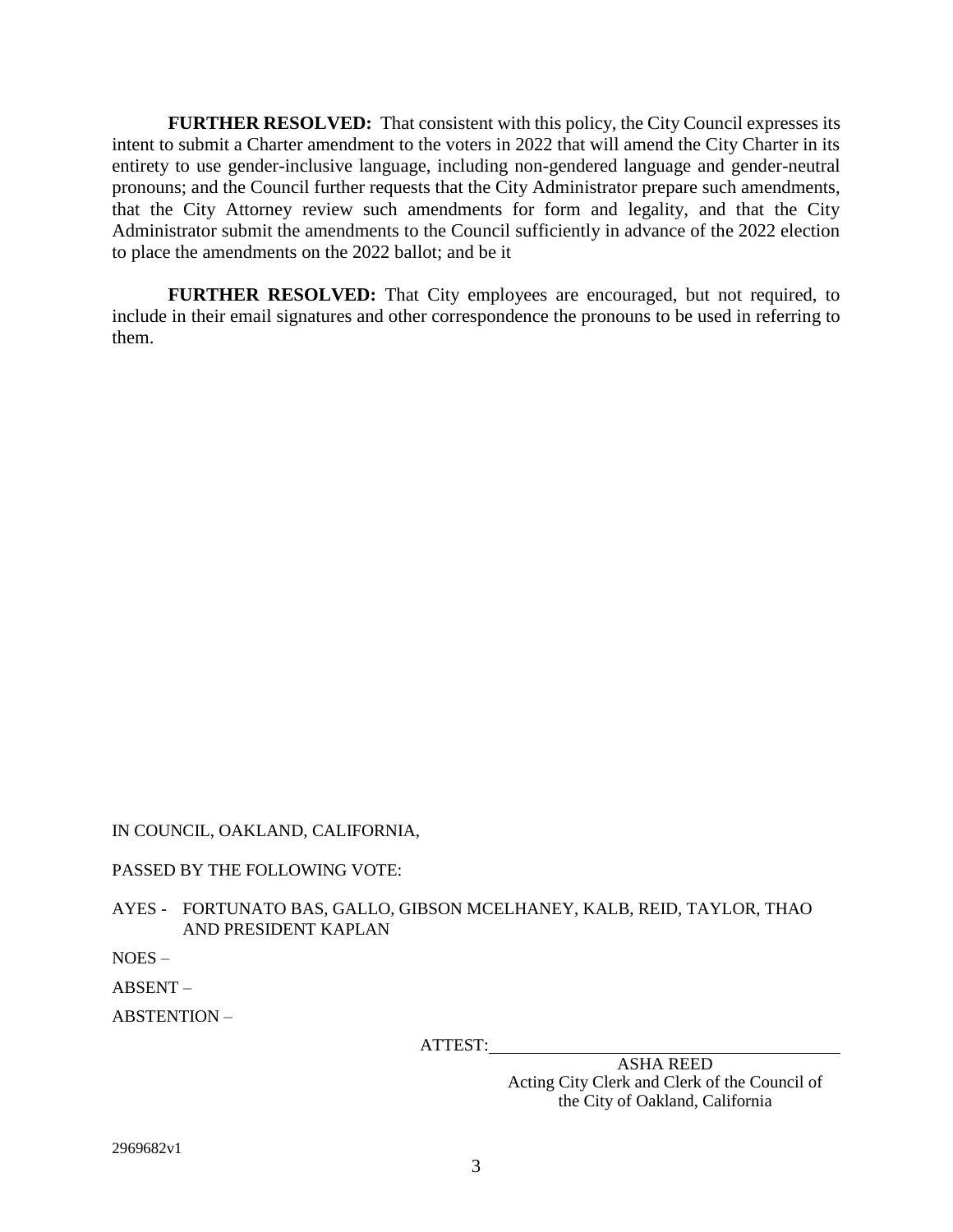**FURTHER RESOLVED:** That consistent with this policy, the City Council expresses its intent to submit a Charter amendment to the voters in 2022 that will amend the City Charter in its entirety to use gender-inclusive language, including non-gendered language and gender-neutral pronouns; and the Council further requests that the City Administrator prepare such amendments, that the City Attorney review such amendments for form and legality, and that the City Administrator submit the amendments to the Council sufficiently in advance of the 2022 election to place the amendments on the 2022 ballot; and be it

**FURTHER RESOLVED:** That City employees are encouraged, but not required, to include in their email signatures and other correspondence the pronouns to be used in referring to them.

IN COUNCIL, OAKLAND, CALIFORNIA,

PASSED BY THE FOLLOWING VOTE:

AYES - FORTUNATO BAS, GALLO, GIBSON MCELHANEY, KALB, REID, TAYLOR, THAO AND PRESIDENT KAPLAN

NOES –

ABSENT –

ABSTENTION –

ATTEST: ______________________________

ASHA REED
Acting City Clerk and Clerk of the Council of the City of Oakland, California

2969682v1